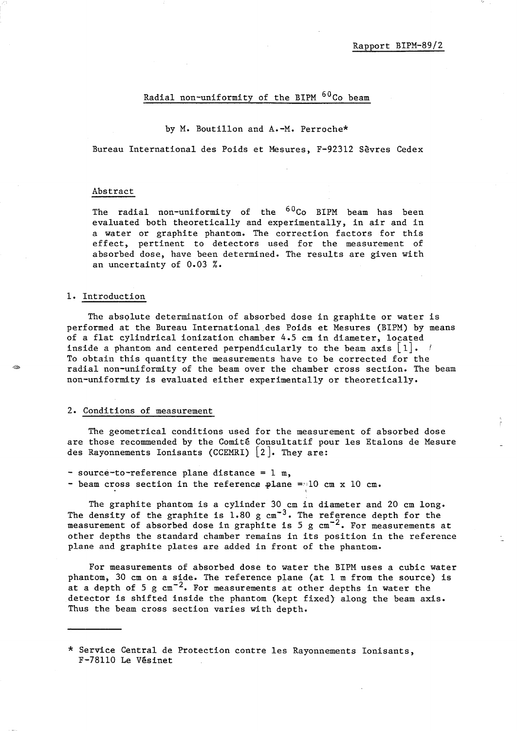Rapport BIPM-89/2

# Radial non-uniformity of the BIPM $^{60}$Co beam

by M. Boutillon and A.-M. Perroche*

Bureau International des Poids et Mesures, F-92312 Sèvres Cedex

## Abstract

The radial non-uniformity of the $^{60}$Co BIPM beam has been evaluated both theoretically and experimentally, in air and in a water or graphite phantom. The correction factors for this effect, pertinent to detectors used for the measurement of absorbed dose, have been determined. The results are given with an uncertainty of 0.03 %.

## 1. Introduction

The absolute determination of absorbed dose in graphite or water is performed at the Bureau International des Poids et Mesures (BIPM) by means of a flat cylindrical ionization chamber 4.5 cm in diameter, located inside a phantom and centered perpendicularly to the beam axis [1]. To obtain this quantity the measurements have to be corrected for the radial non-uniformity of the beam over the chamber cross section. The beam non-uniformity is evaluated either experimentally or theoretically.

## 2. Conditions of measurement

The geometrical conditions used for the measurement of absorbed dose are those recommended by the Comité Consultatif pour les Etalons de Mesure des Rayonnements Ionisants (CCEMRI) [2]. They are:

- source-to-reference plane distance = 1 m,
- beam cross section in the reference plane = 10 cm x 10 cm.

The graphite phantom is a cylinder 30 cm in diameter and 20 cm long. The density of the graphite is 1.80 g cm$^{-3}$. The reference depth for the measurement of absorbed dose in graphite is 5 g cm$^{-2}$. For measurements at other depths the standard chamber remains in its position in the reference plane and graphite plates are added in front of the phantom.

For measurements of absorbed dose to water the BIPM uses a cubic water phantom, 30 cm on a side. The reference plane (at 1 m from the source) is at a depth of 5 g cm$^{-2}$. For measurements at other depths in water the detector is shifted inside the phantom (kept fixed) along the beam axis. Thus the beam cross section varies with depth.

---

\* Service Central de Protection contre les Rayonnements Ionisants, F-78110 Le Vésinet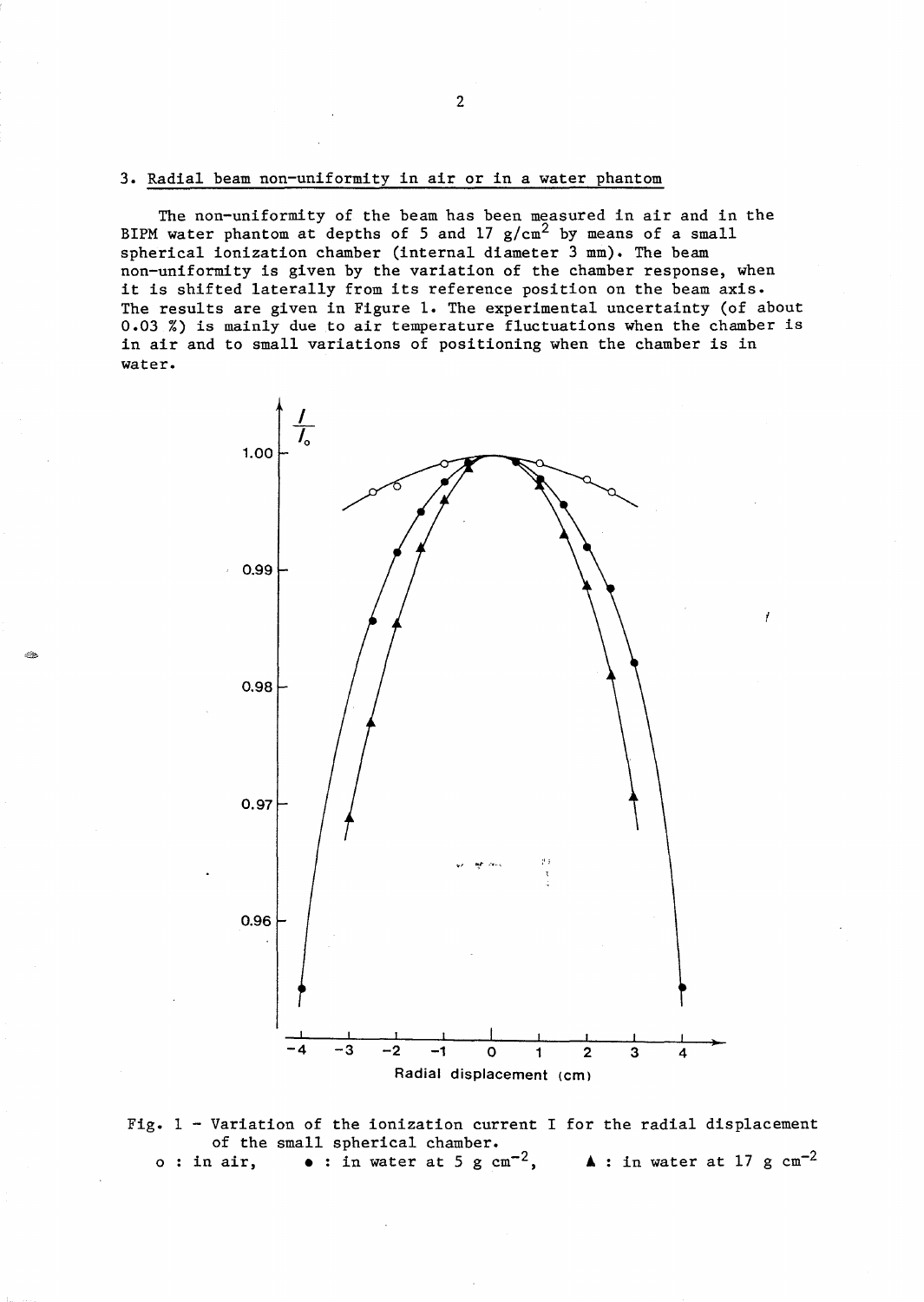## 3. Radial beam non-uniformity in air or in a water phantom

The non-uniformity of the beam has been measured in air and in the BIPM water phantom at depths of 5 and 17 $g/cm^2$ by means of a small spherical ionization chamber (internal diameter 3 mm). The beam non-uniformity is given by the variation of the chamber response, when it is shifted laterally from its reference position on the beam axis. The results are given in Figure 1. The experimental uncertainty (of about 0.03 %) is mainly due to air temperature fluctuations when the chamber is in air and to small variations of positioning when the chamber is in water.

Fig. 1 – Variation of the ionization current I for the radial displacement of the small spherical chamber.
o : in air, • : in water at 5 g $cm^{-2}$, ▲ : in water at 17 g $cm^{-2}$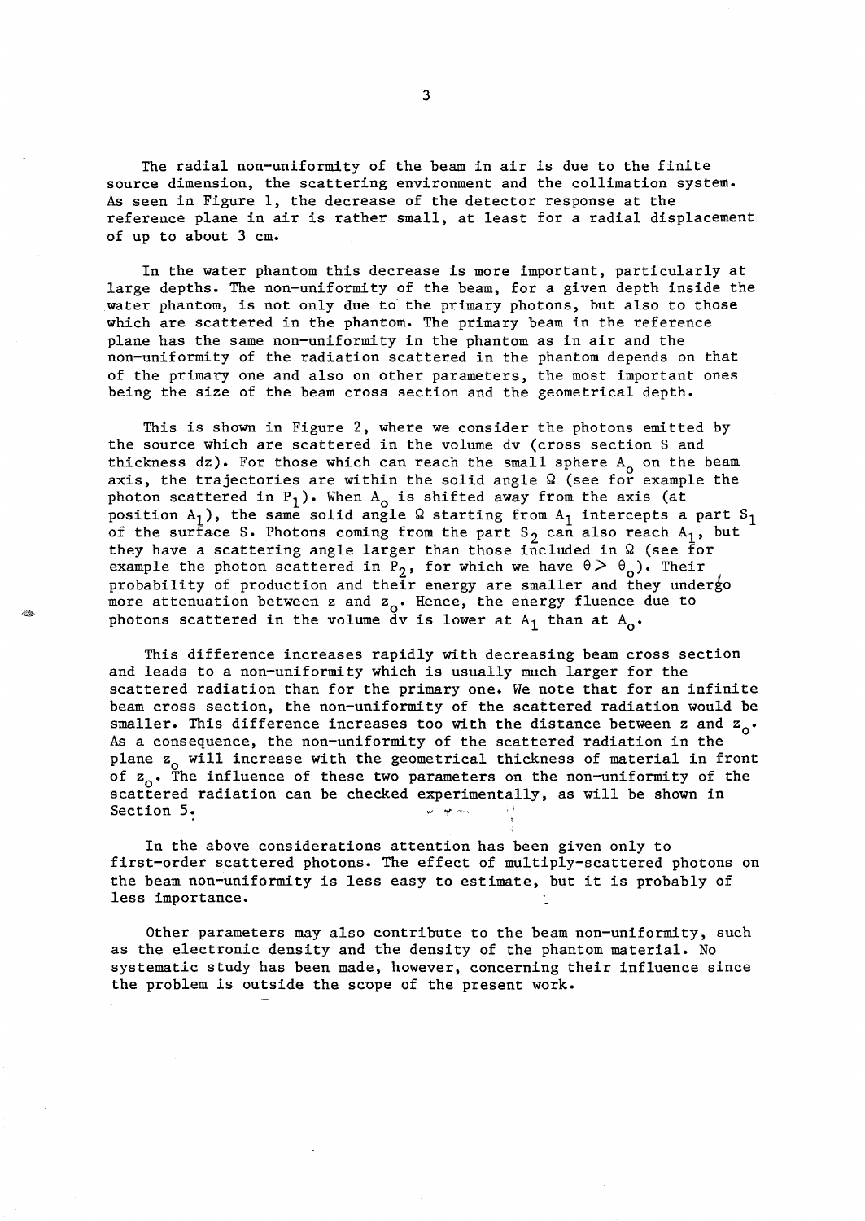The radial non-uniformity of the beam in air is due to the finite source dimension, the scattering environment and the collimation system. As seen in Figure 1, the decrease of the detector response at the reference plane in air is rather small, at least for a radial displacement of up to about 3 cm.

In the water phantom this decrease is more important, particularly at large depths. The non-uniformity of the beam, for a given depth inside the water phantom, is not only due to the primary photons, but also to those which are scattered in the phantom. The primary beam in the reference plane has the same non-uniformity in the phantom as in air and the non-uniformity of the radiation scattered in the phantom depends on that of the primary one and also on other parameters, the most important ones being the size of the beam cross section and the geometrical depth.

This is shown in Figure 2, where we consider the photons emitted by the source which are scattered in the volume dv (cross section S and thickness dz). For those which can reach the small sphere $A_o$ on the beam axis, the trajectories are within the solid angle $\Omega$ (see for example the photon scattered in $P_1$). When $A_o$ is shifted away from the axis (at position $A_1$), the same solid angle $\Omega$ starting from $A_1$ intercepts a part $S_1$ of the surface S. Photons coming from the part $S_2$ can also reach $A_1$, but they have a scattering angle larger than those included in $\Omega$ (see for example the photon scattered in $P_2$, for which we have $\theta > \theta_o$). Their probability of production and their energy are smaller and they undergo more attenuation between z and $z_o$. Hence, the energy fluence due to photons scattered in the volume dv is lower at $A_1$ than at $A_o$.

This difference increases rapidly with decreasing beam cross section and leads to a non-uniformity which is usually much larger for the scattered radiation than for the primary one. We note that for an infinite beam cross section, the non-uniformity of the scattered radiation would be smaller. This difference increases too with the distance between z and $z_o$. As a consequence, the non-uniformity of the scattered radiation in the plane $z_o$ will increase with the geometrical thickness of material in front of $z_o$. The influence of these two parameters on the non-uniformity of the scattered radiation can be checked experimentally, as will be shown in Section 5.

In the above considerations attention has been given only to first-order scattered photons. The effect of multiply-scattered photons on the beam non-uniformity is less easy to estimate, but it is probably of less importance.

Other parameters may also contribute to the beam non-uniformity, such as the electronic density and the density of the phantom material. No systematic study has been made, however, concerning their influence since the problem is outside the scope of the present work.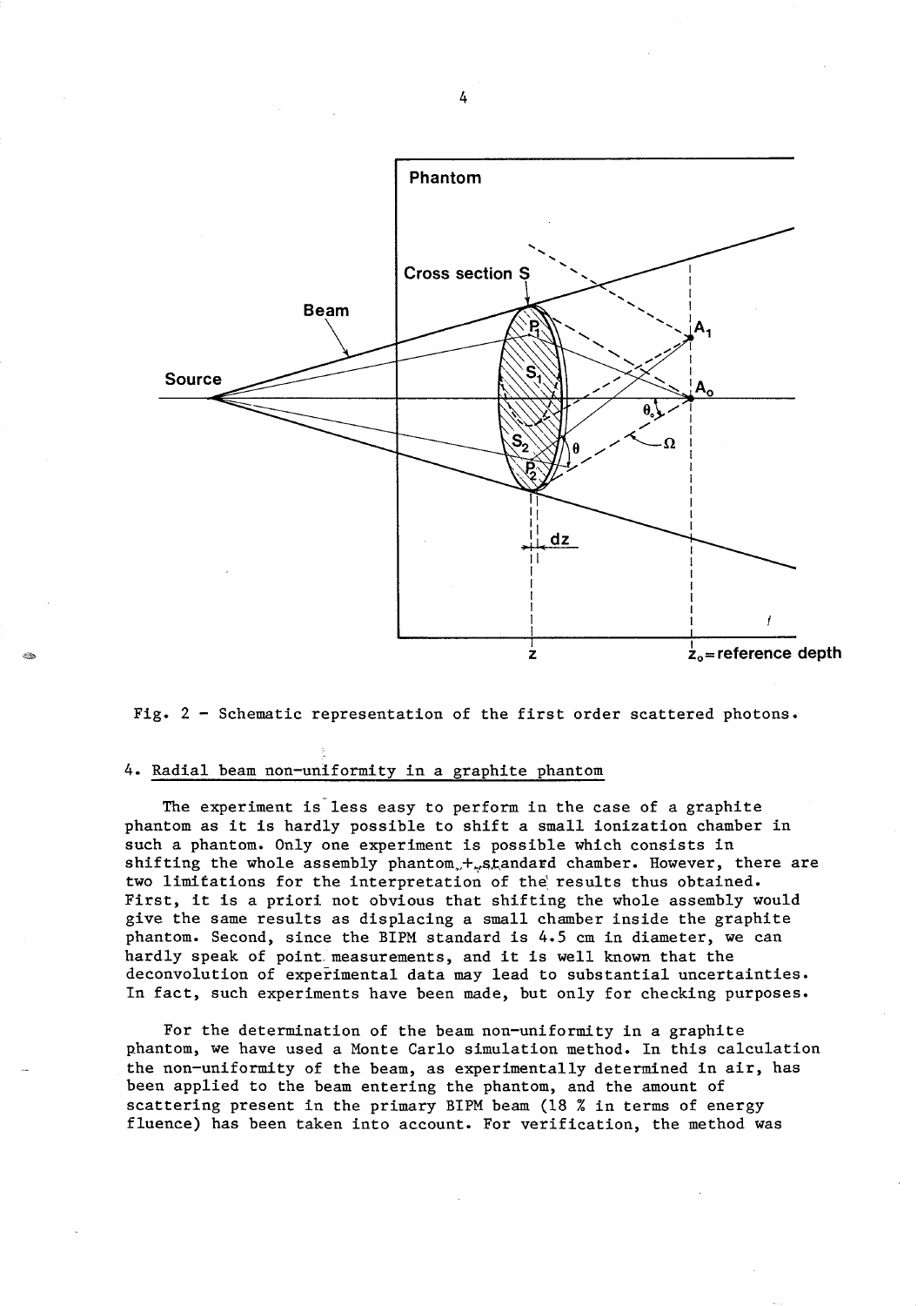Fig. 2 - Schematic representation of the first order scattered photons.

## 4. Radial beam non-uniformity in a graphite phantom

The experiment is less easy to perform in the case of a graphite phantom as it is hardly possible to shift a small ionization chamber in such a phantom. Only one experiment is possible which consists in shifting the whole assembly phantom + standard chamber. However, there are two limitations for the interpretation of the results thus obtained. First, it is a priori not obvious that shifting the whole assembly would give the same results as displacing a small chamber inside the graphite phantom. Second, since the BIPM standard is 4.5 cm in diameter, we can hardly speak of point measurements, and it is well known that the deconvolution of experimental data may lead to substantial uncertainties. In fact, such experiments have been made, but only for checking purposes.

For the determination of the beam non-uniformity in a graphite phantom, we have used a Monte Carlo simulation method. In this calculation the non-uniformity of the beam, as experimentally determined in air, has been applied to the beam entering the phantom, and the amount of scattering present in the primary BIPM beam (18 % in terms of energy fluence) has been taken into account. For verification, the method was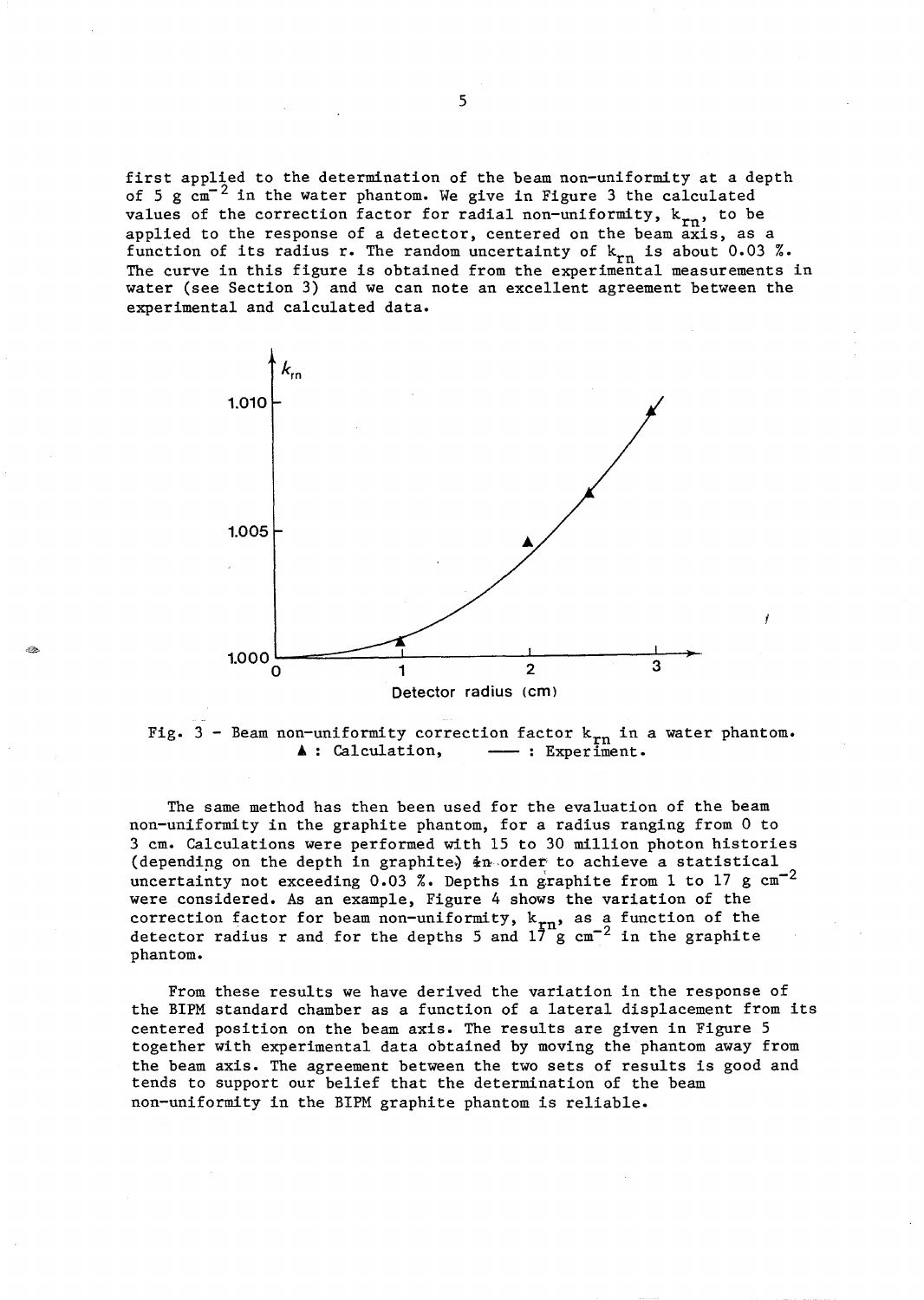first applied to the determination of the beam non-uniformity at a depth of 5 g $cm^{-2}$ in the water phantom. We give in Figure 3 the calculated values of the correction factor for radial non-uniformity, $k_{rn}$, to be applied to the response of a detector, centered on the beam axis, as a function of its radius r. The random uncertainty of $k_{rn}$ is about 0.03 %. The curve in this figure is obtained from the experimental measurements in water (see Section 3) and we can note an excellent agreement between the experimental and calculated data.

Fig. 3 - Beam non-uniformity correction factor $k_{rn}$ in a water phantom. ▲ : Calculation, —— : Experiment.

The same method has then been used for the evaluation of the beam non-uniformity in the graphite phantom, for a radius ranging from 0 to 3 cm. Calculations were performed with 15 to 30 million photon histories (depending on the depth in graphite) in order to achieve a statistical uncertainty not exceeding 0.03 %. Depths in graphite from 1 to 17 g $cm^{-2}$ were considered. As an example, Figure 4 shows the variation of the correction factor for beam non-uniformity, $k_{rn}$, as a function of the detector radius r and for the depths 5 and 17 g $cm^{-2}$ in the graphite phantom.

From these results we have derived the variation in the response of the BIPM standard chamber as a function of a lateral displacement from its centered position on the beam axis. The results are given in Figure 5 together with experimental data obtained by moving the phantom away from the beam axis. The agreement between the two sets of results is good and tends to support our belief that the determination of the beam non-uniformity in the BIPM graphite phantom is reliable.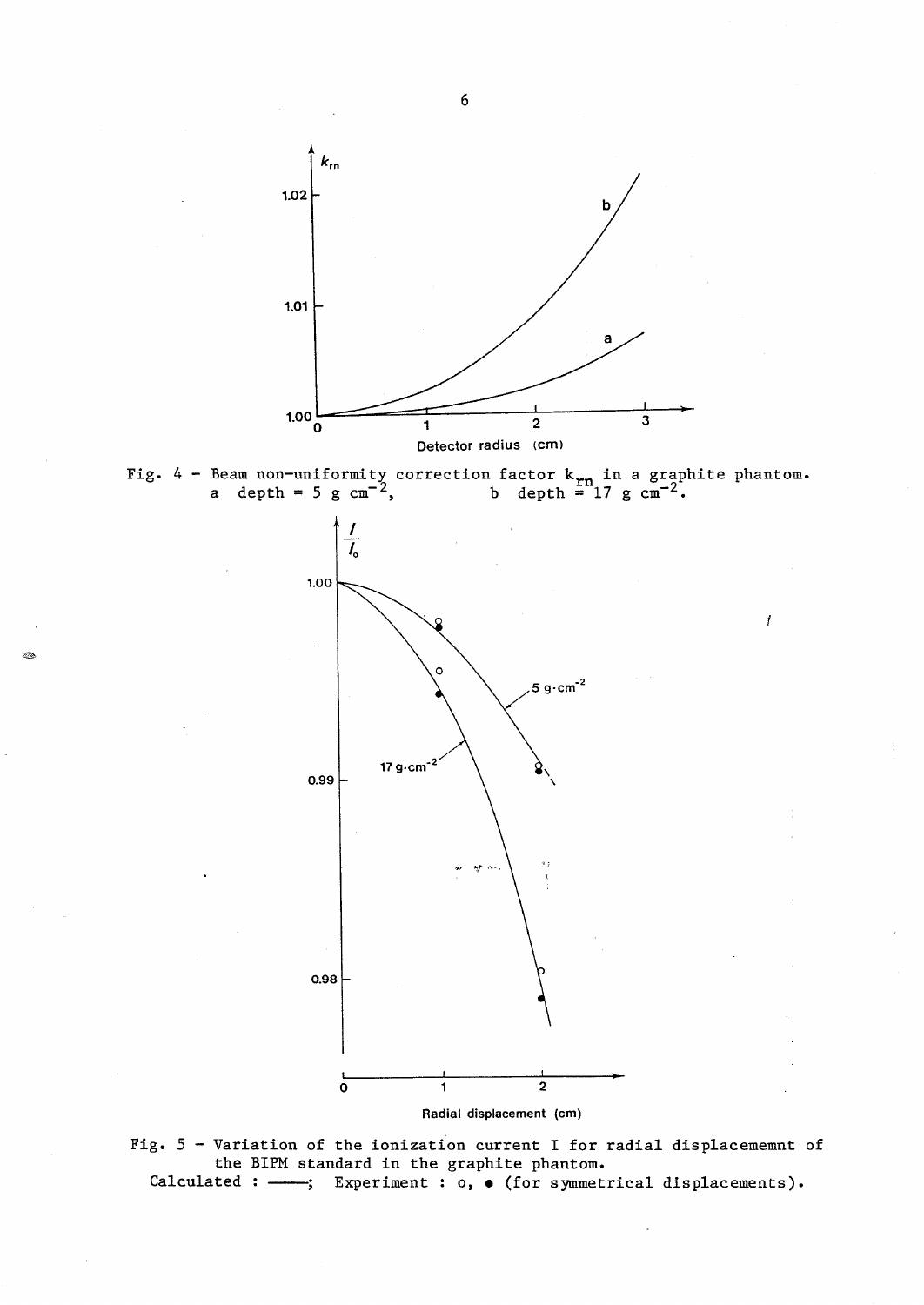Fig. 4 - Beam non-uniformity correction factor $k_{rn}$ in a graphite phantom.
a depth = 5 g $cm^{-2}$, b depth = 17 g $cm^{-2}$.

Fig. 5 - Variation of the ionization current I for radial displacememnt of the BIPM standard in the graphite phantom.
Calculated : ——; Experiment : o, • (for symmetrical displacements).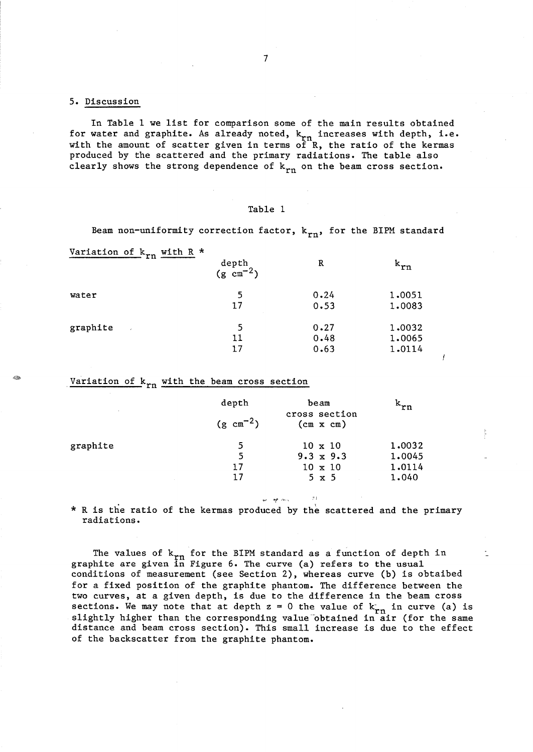## 5. Discussion

In Table 1 we list for comparison some of the main results obtained for water and graphite. As already noted, $k_{rn}$ increases with depth, i.e. with the amount of scatter given in terms of R, the ratio of the kermas produced by the scattered and the primary radiations. The table also clearly shows the strong dependence of $k_{rn}$ on the beam cross section.

Table 1

Beam non-uniformity correction factor, $k_{rn}$, for the BIPM standard

Variation of $k_{rn}$ with R *

| | depth ($g\ cm^{-2}$) | R | $k_{rn}$ |
|---|---|---|---|
| water | 5 | 0.24 | 1.0051 |
| | 17 | 0.53 | 1.0083 |
| graphite | 5 | 0.27 | 1.0032 |
| | 11 | 0.48 | 1.0065 |
| | 17 | 0.63 | 1.0114 |

Variation of $k_{rn}$ with the beam cross section

| | depth ($g\ cm^{-2}$) | beam cross section (cm x cm) | $k_{rn}$ |
|---|---|---|---|
| graphite | 5 | 10 x 10 | 1.0032 |
| | 5 | 9.3 x 9.3 | 1.0045 |
| | 17 | 10 x 10 | 1.0114 |
| | 17 | 5 x 5 | 1.040 |

* R is the ratio of the kermas produced by the scattered and the primary radiations.

The values of $k_{rn}$ for the BIPM standard as a function of depth in graphite are given in Figure 6. The curve (a) refers to the usual conditions of measurement (see Section 2), whereas curve (b) is obtaibed for a fixed position of the graphite phantom. The difference between the two curves, at a given depth, is due to the difference in the beam cross sections. We may note that at depth $z = 0$ the value of $k_{rn}$ in curve (a) is slightly higher than the corresponding value obtained in air (for the same distance and beam cross section). This small increase is due to the effect of the backscatter from the graphite phantom.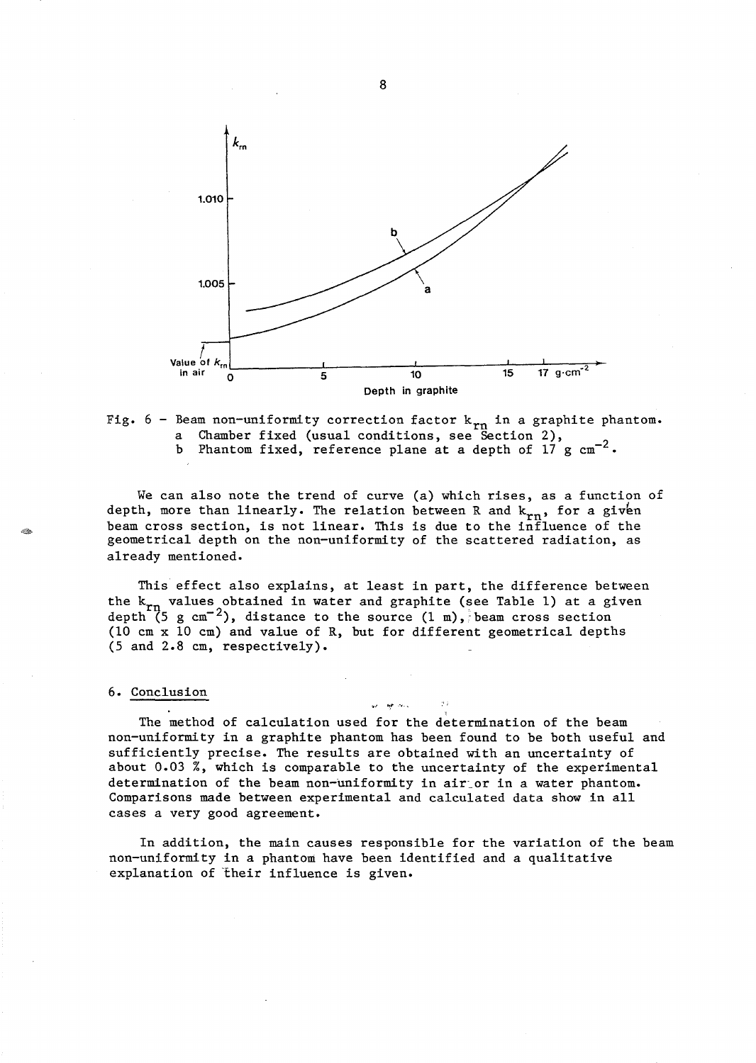Fig. 6 – Beam non-uniformity correction factor $k_{rn}$ in a graphite phantom.
a Chamber fixed (usual conditions, see Section 2),
b Phantom fixed, reference plane at a depth of 17 g $cm^{-2}$.

We can also note the trend of curve (a) which rises, as a function of depth, more than linearly. The relation between R and $k_{rn}$, for a given beam cross section, is not linear. This is due to the influence of the geometrical depth on the non-uniformity of the scattered radiation, as already mentioned.

This effect also explains, at least in part, the difference between the $k_{rn}$ values obtained in water and graphite (see Table 1) at a given depth (5 g $cm^{-2}$), distance to the source (1 m), beam cross section (10 cm x 10 cm) and value of R, but for different geometrical depths (5 and 2.8 cm, respectively).

## 6. Conclusion

The method of calculation used for the determination of the beam non-uniformity in a graphite phantom has been found to be both useful and sufficiently precise. The results are obtained with an uncertainty of about 0.03 %, which is comparable to the uncertainty of the experimental determination of the beam non-uniformity in air or in a water phantom. Comparisons made between experimental and calculated data show in all cases a very good agreement.

In addition, the main causes responsible for the variation of the beam non-uniformity in a phantom have been identified and a qualitative explanation of their influence is given.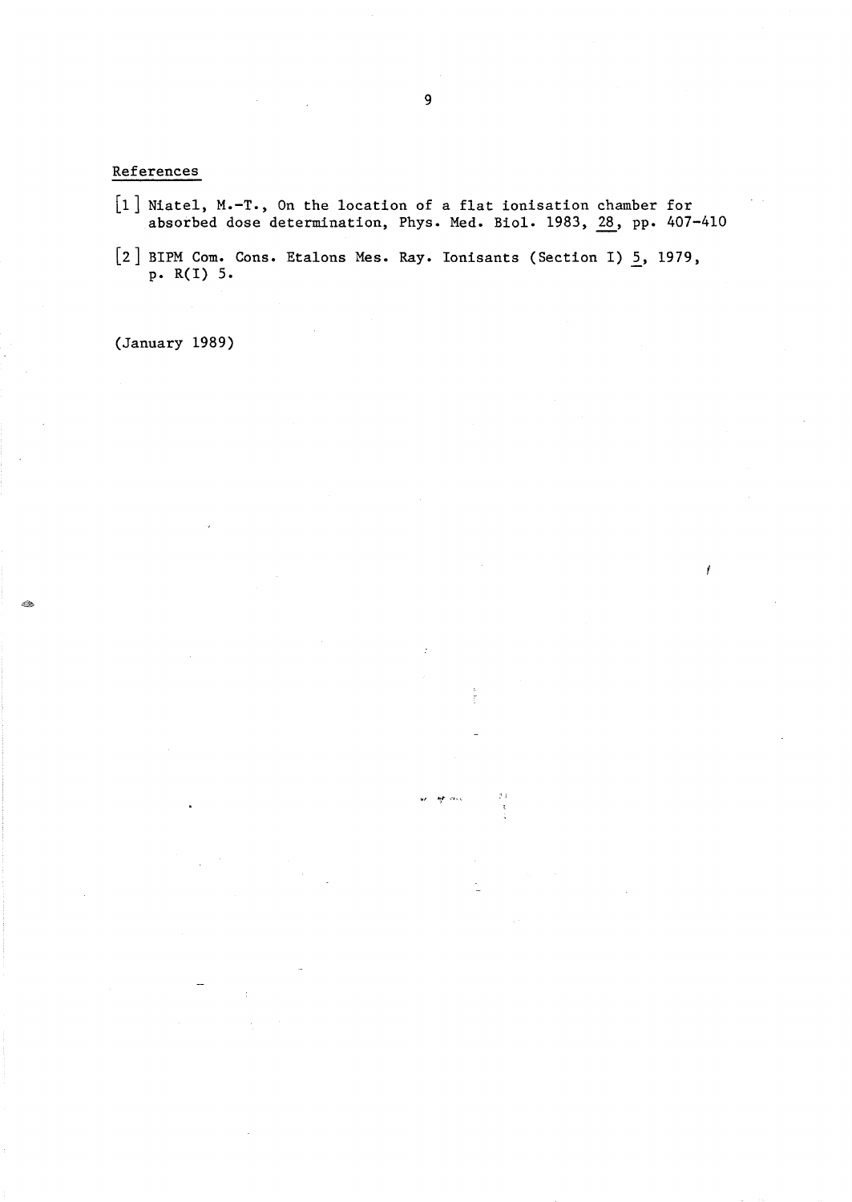## References

[1] Niatel, M.-T., On the location of a flat ionisation chamber for absorbed dose determination, Phys. Med. Biol. 1983, 28, pp. 407-410

[2] BIPM Com. Cons. Etalons Mes. Ray. Ionisants (Section I) 5, 1979, p. R(I) 5.

(January 1989)